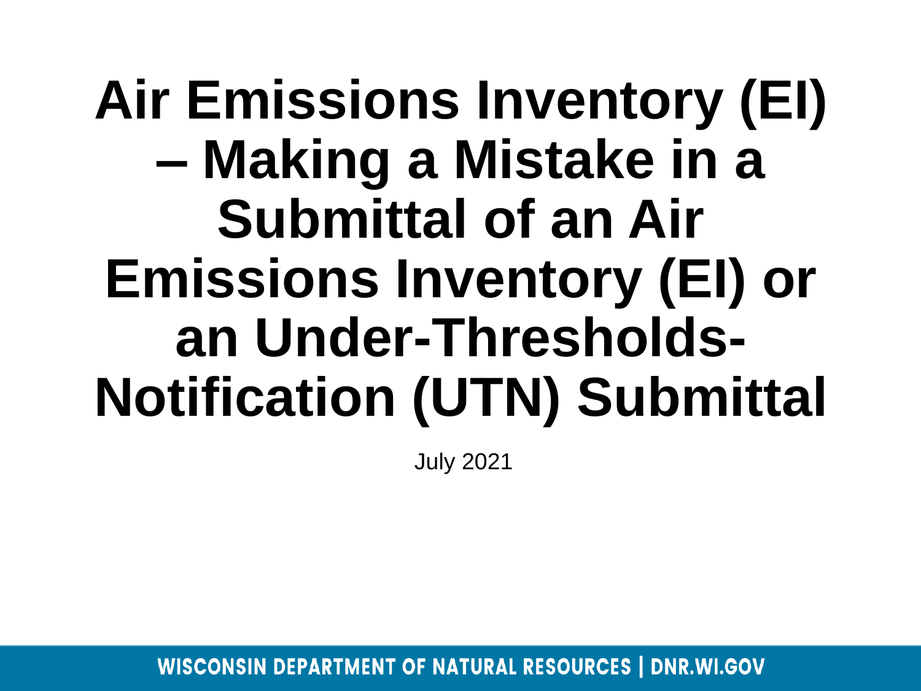# Air Emissions Inventory (EI) – Making a Mistake in a Submittal of an Air Emissions Inventory (EI) or an Under-Thresholds-Notification (UTN) Submittal

July 2021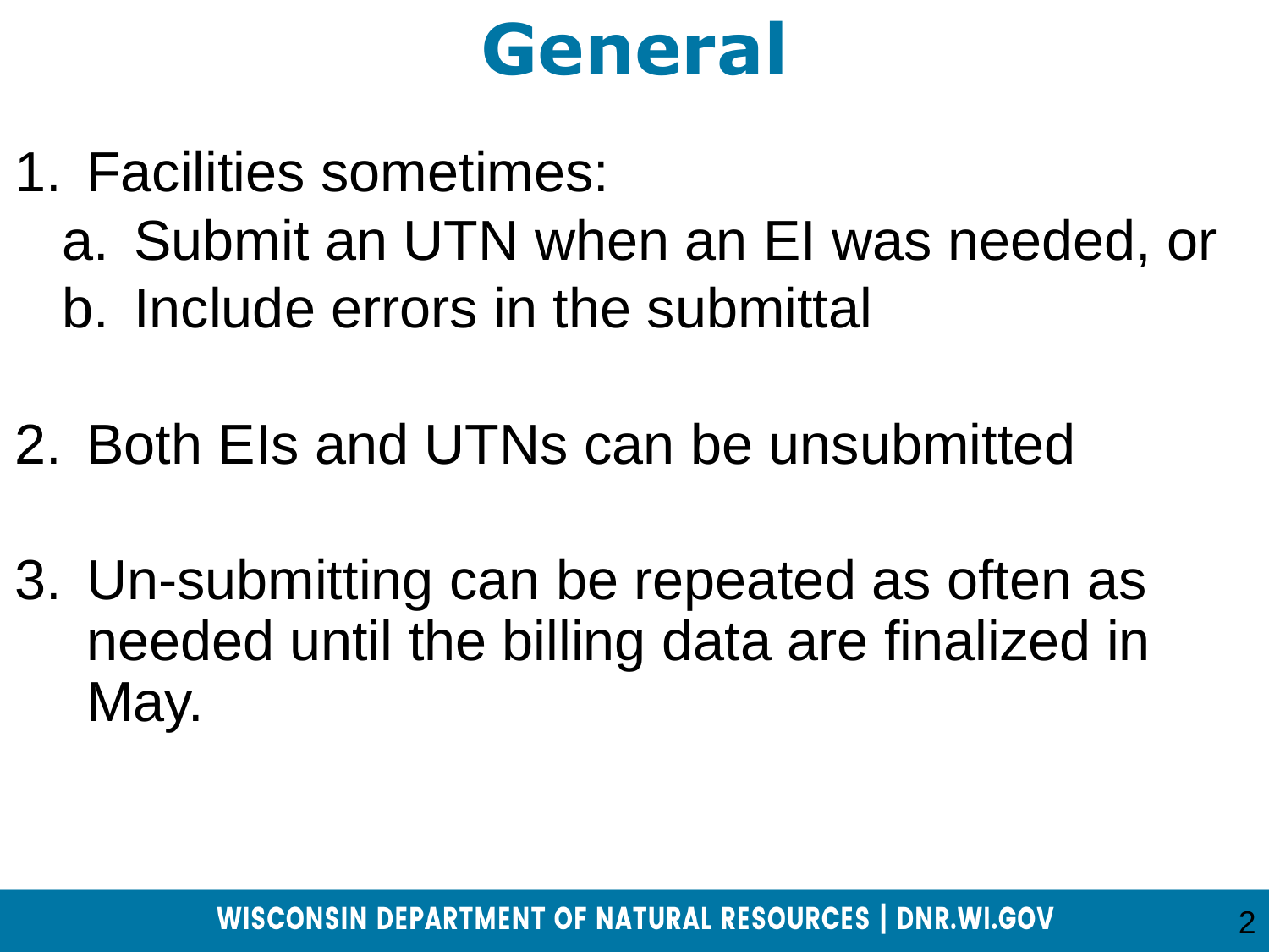# General

1. Facilities sometimes:
   a. Submit an UTN when an EI was needed, or
   b. Include errors in the submittal

2. Both EIs and UTNs can be unsubmitted

3. Un-submitting can be repeated as often as needed until the billing data are finalized in May.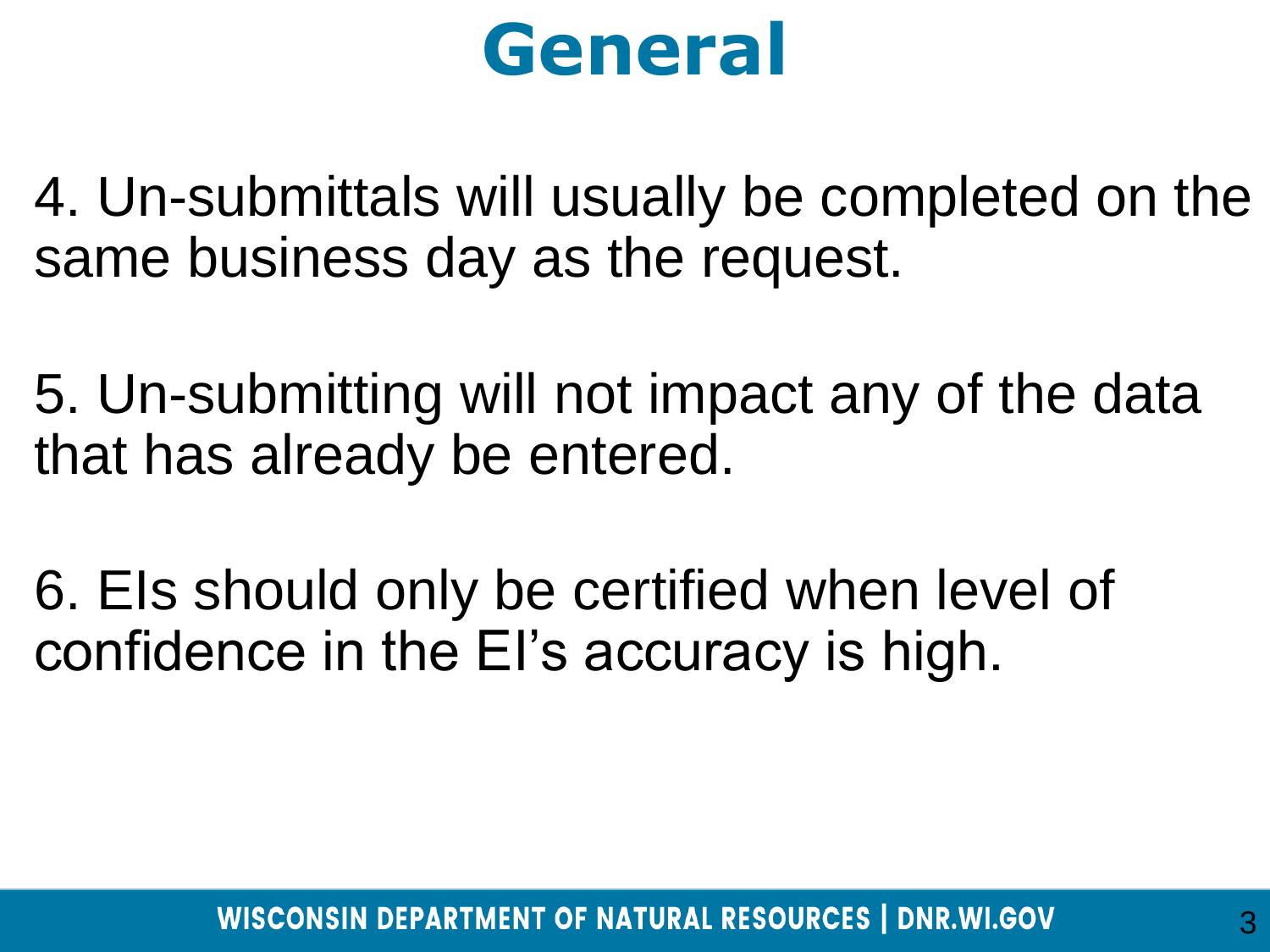# General

4. Un-submittals will usually be completed on the same business day as the request.

5. Un-submitting will not impact any of the data that has already be entered.

6. EIs should only be certified when level of confidence in the EI's accuracy is high.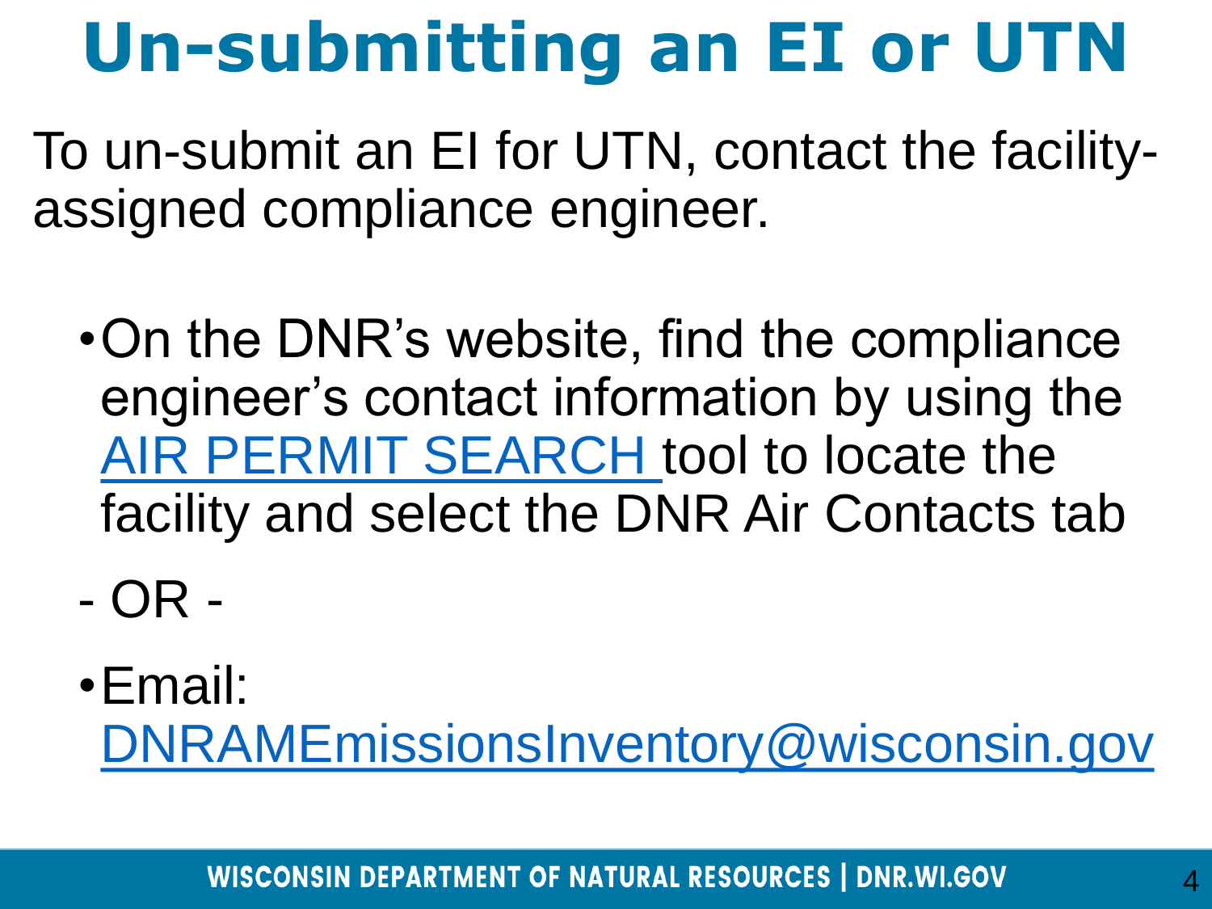# Un-submitting an EI or UTN

To un-submit an EI for UTN, contact the facility-assigned compliance engineer.

- On the DNR's website, find the compliance engineer's contact information by using the AIR PERMIT SEARCH tool to locate the facility and select the DNR Air Contacts tab

\- OR -

- Email: DNRAMEmissionsInventory@wisconsin.gov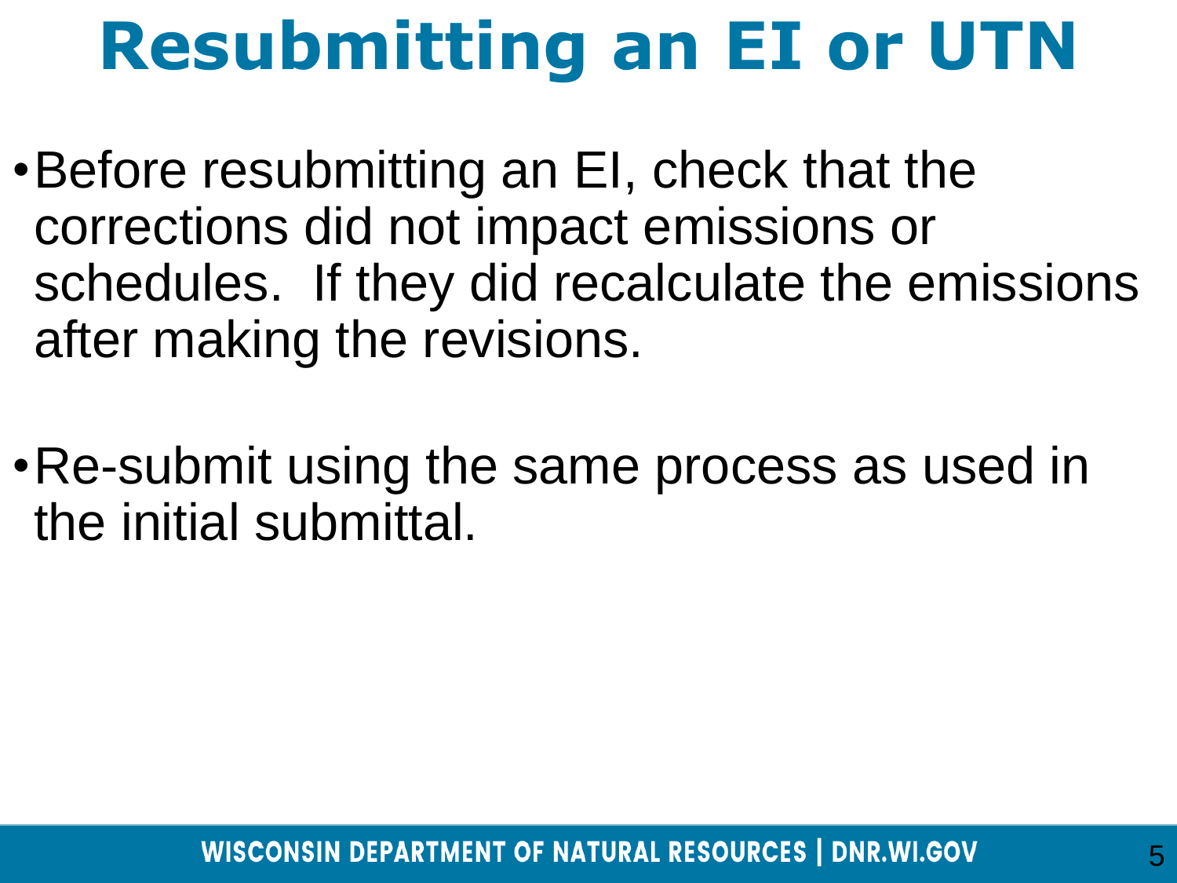# Resubmitting an EI or UTN

- Before resubmitting an EI, check that the corrections did not impact emissions or schedules. If they did recalculate the emissions after making the revisions.

- Re-submit using the same process as used in the initial submittal.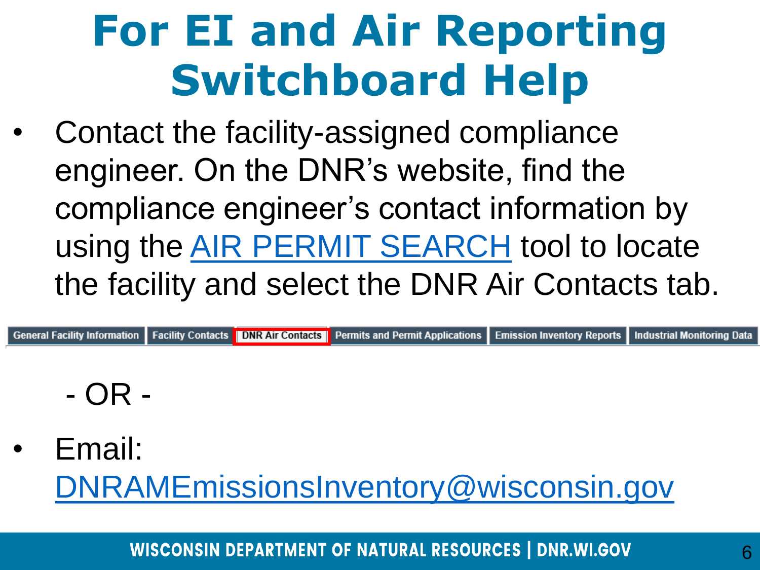# For EI and Air Reporting Switchboard Help

- Contact the facility-assigned compliance engineer. On the DNR's website, find the compliance engineer's contact information by using the AIR PERMIT SEARCH tool to locate the facility and select the DNR Air Contacts tab.

General Facility Information | Facility Contacts | DNR Air Contacts | Permits and Permit Applications | Emission Inventory Reports | Industrial Monitoring Data

- OR -

- Email: DNRAMEmissionsInventory@wisconsin.gov

WISCONSIN DEPARTMENT OF NATURAL RESOURCES | DNR.WI.GOV